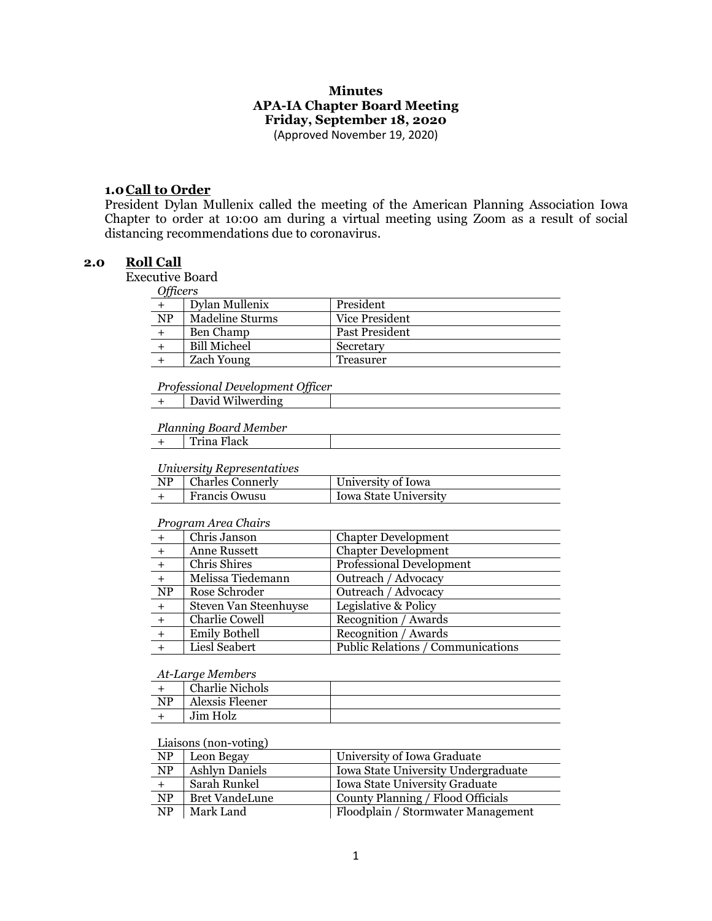**Minutes**
**APA-IA Chapter Board Meeting**
**Friday, September 18, 2020**
(Approved November 19, 2020)

## 1.0 Call to Order

President Dylan Mullenix called the meeting of the American Planning Association Iowa Chapter to order at 10:00 am during a virtual meeting using Zoom as a result of social distancing recommendations due to coronavirus.

## 2.0 Roll Call

Executive Board

*Officers*

| | | |
|---|---|---|
| + | Dylan Mullenix | President |
| NP | Madeline Sturms | Vice President |
| + | Ben Champ | Past President |
| + | Bill Micheel | Secretary |
| + | Zach Young | Treasurer |

*Professional Development Officer*

| | | |
|---|---|---|
| + | David Wilwerding | |

*Planning Board Member*

| | | |
|---|---|---|
| + | Trina Flack | |

*University Representatives*

| | | |
|---|---|---|
| NP | Charles Connerly | University of Iowa |
| + | Francis Owusu | Iowa State University |

*Program Area Chairs*

| | | |
|---|---|---|
| + | Chris Janson | Chapter Development |
| + | Anne Russett | Chapter Development |
| + | Chris Shires | Professional Development |
| + | Melissa Tiedemann | Outreach / Advocacy |
| NP | Rose Schroder | Outreach / Advocacy |
| + | Steven Van Steenhuyse | Legislative & Policy |
| + | Charlie Cowell | Recognition / Awards |
| + | Emily Bothell | Recognition / Awards |
| + | Liesl Seabert | Public Relations / Communications |

*At-Large Members*

| | | |
|---|---|---|
| + | Charlie Nichols | |
| NP | Alexsis Fleener | |
| + | Jim Holz | |

Liaisons (non-voting)

| | | |
|---|---|---|
| NP | Leon Begay | University of Iowa Graduate |
| NP | Ashlyn Daniels | Iowa State University Undergraduate |
| + | Sarah Runkel | Iowa State University Graduate |
| NP | Bret VandeLune | County Planning / Flood Officials |
| NP | Mark Land | Floodplain / Stormwater Management |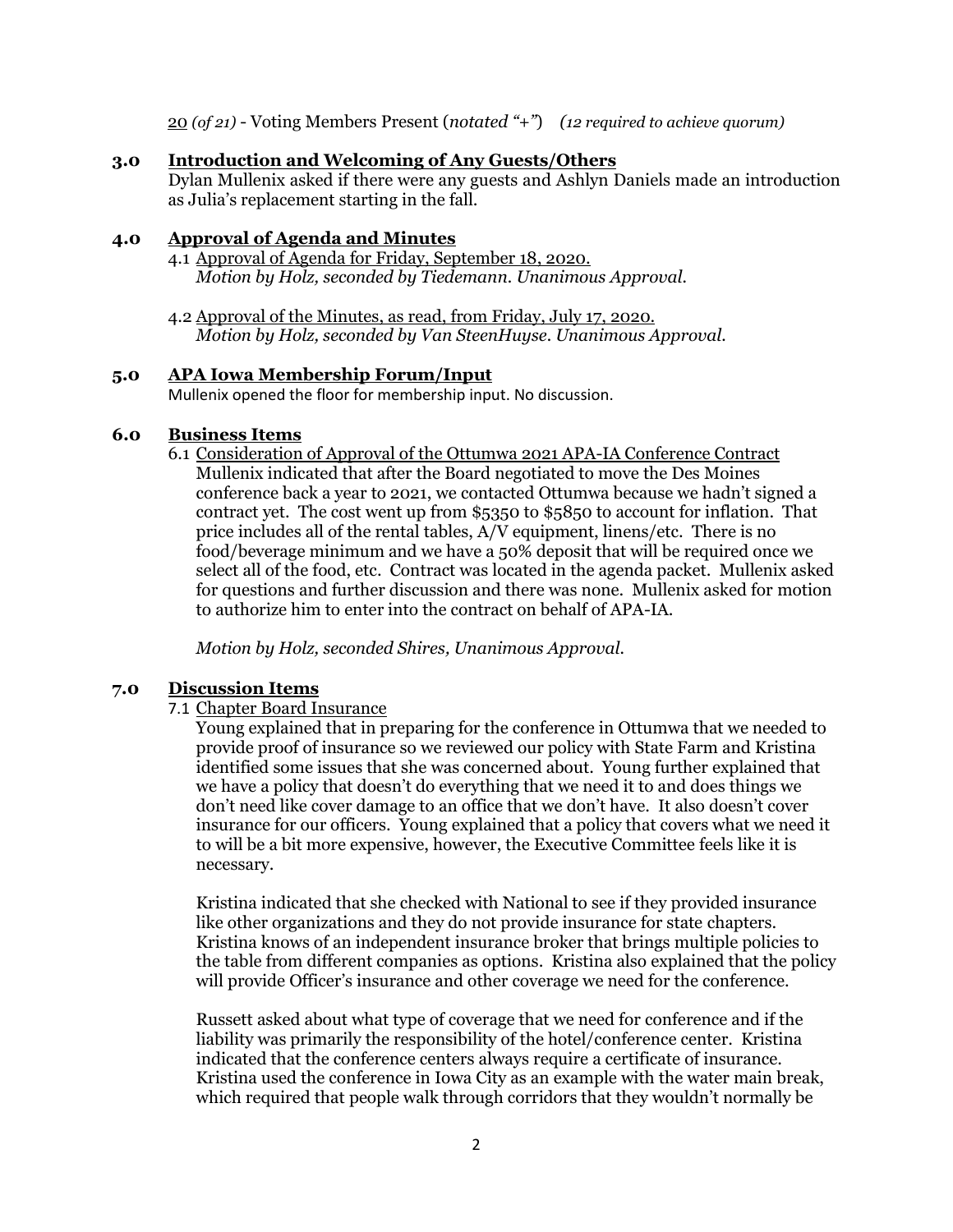20 *(of 21)* - Voting Members Present (*notated "+"*) *(12 required to achieve quorum)*

## 3.0 Introduction and Welcoming of Any Guests/Others

Dylan Mullenix asked if there were any guests and Ashlyn Daniels made an introduction as Julia's replacement starting in the fall.

## 4.0 Approval of Agenda and Minutes

4.1 Approval of Agenda for Friday, September 18, 2020.
*Motion by Holz, seconded by Tiedemann. Unanimous Approval.*

4.2 Approval of the Minutes, as read, from Friday, July 17, 2020.
*Motion by Holz, seconded by Van SteenHuyse. Unanimous Approval.*

## 5.0 APA Iowa Membership Forum/Input

Mullenix opened the floor for membership input. No discussion.

## 6.0 Business Items

6.1 Consideration of Approval of the Ottumwa 2021 APA-IA Conference Contract
Mullenix indicated that after the Board negotiated to move the Des Moines conference back a year to 2021, we contacted Ottumwa because we hadn't signed a contract yet. The cost went up from $5350 to $5850 to account for inflation. That price includes all of the rental tables, A/V equipment, linens/etc. There is no food/beverage minimum and we have a 50% deposit that will be required once we select all of the food, etc. Contract was located in the agenda packet. Mullenix asked for questions and further discussion and there was none. Mullenix asked for motion to authorize him to enter into the contract on behalf of APA-IA.

*Motion by Holz, seconded Shires, Unanimous Approval.*

## 7.0 Discussion Items

7.1 Chapter Board Insurance

Young explained that in preparing for the conference in Ottumwa that we needed to provide proof of insurance so we reviewed our policy with State Farm and Kristina identified some issues that she was concerned about. Young further explained that we have a policy that doesn't do everything that we need it to and does things we don't need like cover damage to an office that we don't have. It also doesn't cover insurance for our officers. Young explained that a policy that covers what we need it to will be a bit more expensive, however, the Executive Committee feels like it is necessary.

Kristina indicated that she checked with National to see if they provided insurance like other organizations and they do not provide insurance for state chapters. Kristina knows of an independent insurance broker that brings multiple policies to the table from different companies as options. Kristina also explained that the policy will provide Officer's insurance and other coverage we need for the conference.

Russett asked about what type of coverage that we need for conference and if the liability was primarily the responsibility of the hotel/conference center. Kristina indicated that the conference centers always require a certificate of insurance. Kristina used the conference in Iowa City as an example with the water main break, which required that people walk through corridors that they wouldn't normally be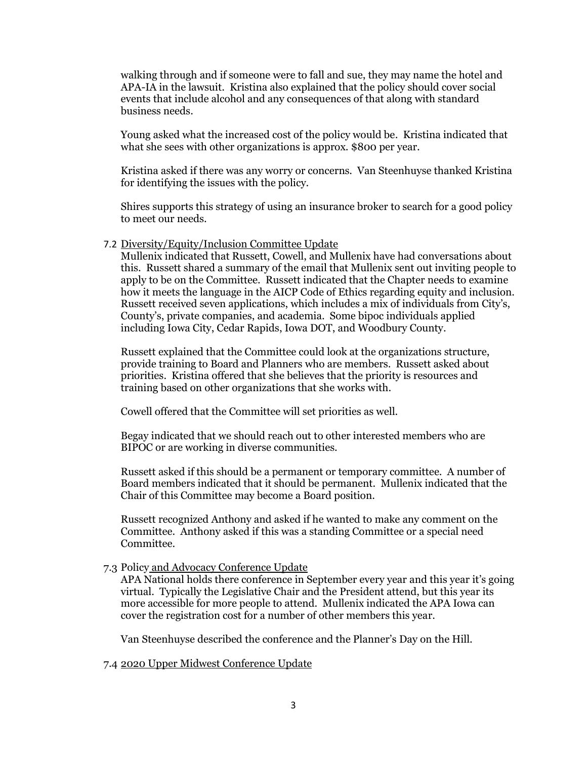walking through and if someone were to fall and sue, they may name the hotel and APA-IA in the lawsuit. Kristina also explained that the policy should cover social events that include alcohol and any consequences of that along with standard business needs.

Young asked what the increased cost of the policy would be. Kristina indicated that what she sees with other organizations is approx. $800 per year.

Kristina asked if there was any worry or concerns. Van Steenhuyse thanked Kristina for identifying the issues with the policy.

Shires supports this strategy of using an insurance broker to search for a good policy to meet our needs.

7.2 Diversity/Equity/Inclusion Committee Update

Mullenix indicated that Russett, Cowell, and Mullenix have had conversations about this. Russett shared a summary of the email that Mullenix sent out inviting people to apply to be on the Committee. Russett indicated that the Chapter needs to examine how it meets the language in the AICP Code of Ethics regarding equity and inclusion. Russett received seven applications, which includes a mix of individuals from City's, County's, private companies, and academia. Some bipoc individuals applied including Iowa City, Cedar Rapids, Iowa DOT, and Woodbury County.

Russett explained that the Committee could look at the organizations structure, provide training to Board and Planners who are members. Russett asked about priorities. Kristina offered that she believes that the priority is resources and training based on other organizations that she works with.

Cowell offered that the Committee will set priorities as well.

Begay indicated that we should reach out to other interested members who are BIPOC or are working in diverse communities.

Russett asked if this should be a permanent or temporary committee. A number of Board members indicated that it should be permanent. Mullenix indicated that the Chair of this Committee may become a Board position.

Russett recognized Anthony and asked if he wanted to make any comment on the Committee. Anthony asked if this was a standing Committee or a special need Committee.

7.3 Policy and Advocacy Conference Update

APA National holds there conference in September every year and this year it's going virtual. Typically the Legislative Chair and the President attend, but this year its more accessible for more people to attend. Mullenix indicated the APA Iowa can cover the registration cost for a number of other members this year.

Van Steenhuyse described the conference and the Planner's Day on the Hill.

7.4 2020 Upper Midwest Conference Update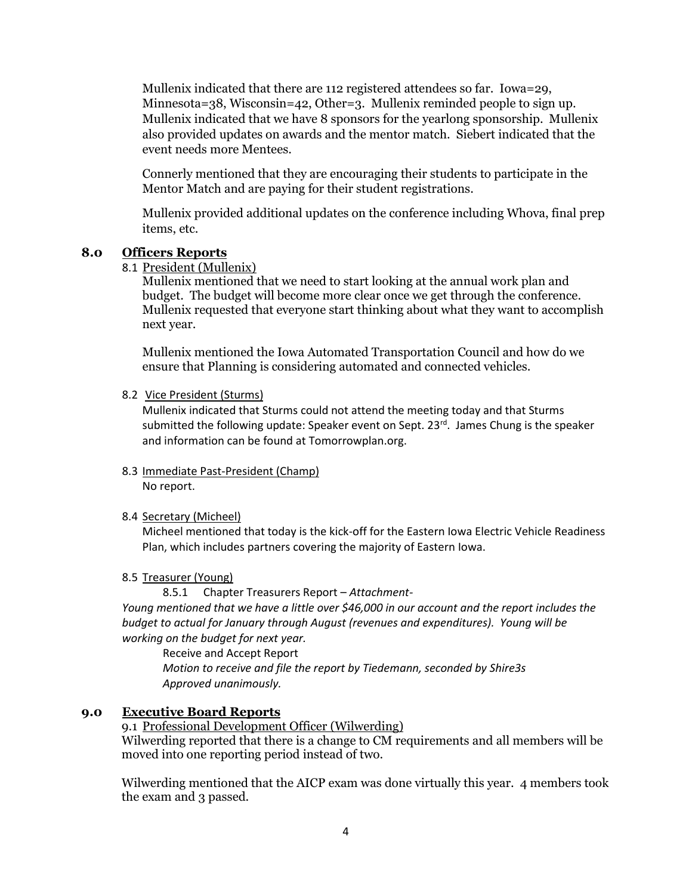Mullenix indicated that there are 112 registered attendees so far. Iowa=29, Minnesota=38, Wisconsin=42, Other=3. Mullenix reminded people to sign up. Mullenix indicated that we have 8 sponsors for the yearlong sponsorship. Mullenix also provided updates on awards and the mentor match. Siebert indicated that the event needs more Mentees.

Connerly mentioned that they are encouraging their students to participate in the Mentor Match and are paying for their student registrations.

Mullenix provided additional updates on the conference including Whova, final prep items, etc.

## 8.0 Officers Reports

8.1 President (Mullenix)

Mullenix mentioned that we need to start looking at the annual work plan and budget. The budget will become more clear once we get through the conference. Mullenix requested that everyone start thinking about what they want to accomplish next year.

Mullenix mentioned the Iowa Automated Transportation Council and how do we ensure that Planning is considering automated and connected vehicles.

8.2 Vice President (Sturms)

Mullenix indicated that Sturms could not attend the meeting today and that Sturms submitted the following update: Speaker event on Sept. 23rd. James Chung is the speaker and information can be found at Tomorrowplan.org.

8.3 Immediate Past-President (Champ)

No report.

8.4 Secretary (Micheel)

Micheel mentioned that today is the kick-off for the Eastern Iowa Electric Vehicle Readiness Plan, which includes partners covering the majority of Eastern Iowa.

8.5 Treasurer (Young)

8.5.1 Chapter Treasurers Report – *Attachment-*

*Young mentioned that we have a little over $46,000 in our account and the report includes the budget to actual for January through August (revenues and expenditures). Young will be working on the budget for next year.*

Receive and Accept Report

*Motion to receive and file the report by Tiedemann, seconded by Shire3s*

*Approved unanimously.*

## 9.0 Executive Board Reports

9.1 Professional Development Officer (Wilwerding)

Wilwerding reported that there is a change to CM requirements and all members will be moved into one reporting period instead of two.

Wilwerding mentioned that the AICP exam was done virtually this year. 4 members took the exam and 3 passed.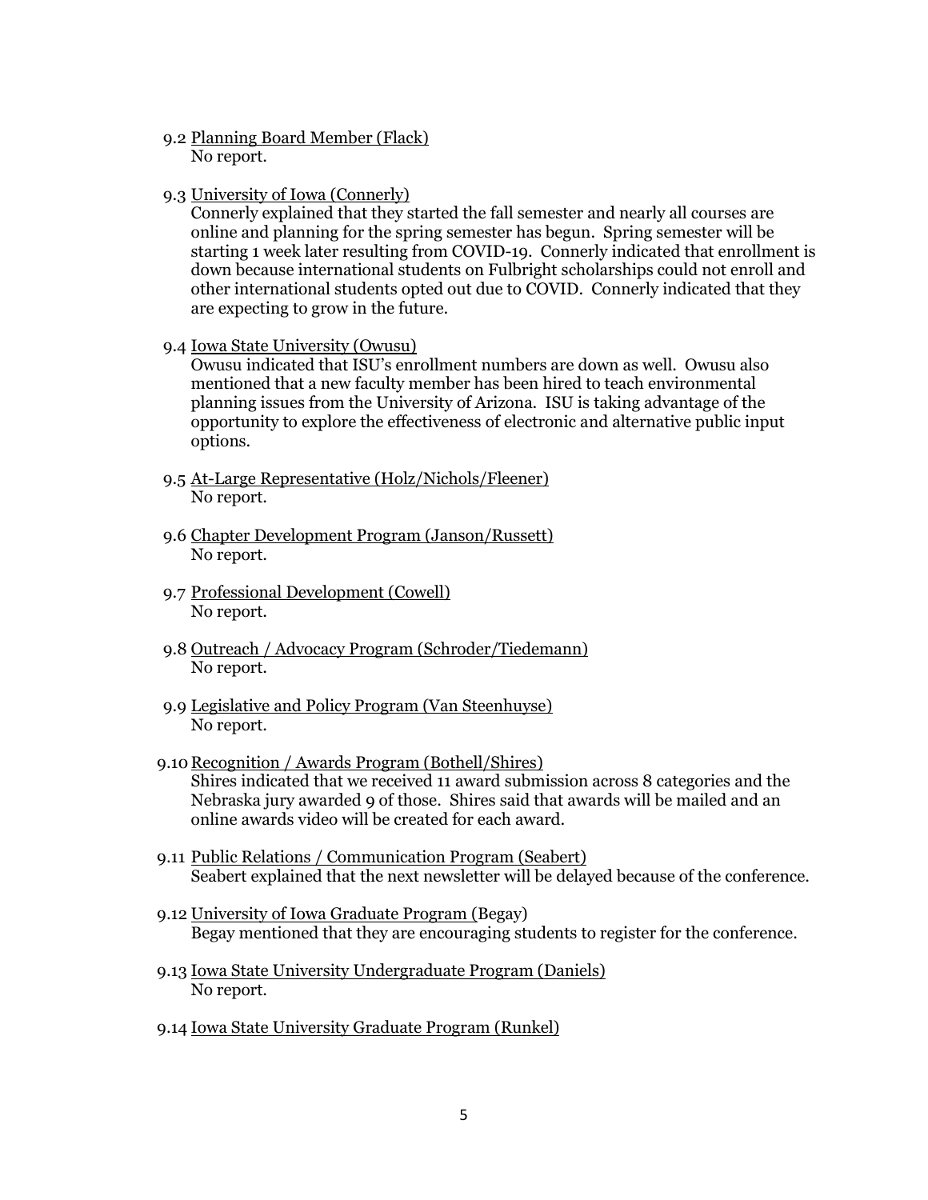9.2 Planning Board Member (Flack)
No report.

9.3 University of Iowa (Connerly)
Connerly explained that they started the fall semester and nearly all courses are online and planning for the spring semester has begun. Spring semester will be starting 1 week later resulting from COVID-19. Connerly indicated that enrollment is down because international students on Fulbright scholarships could not enroll and other international students opted out due to COVID. Connerly indicated that they are expecting to grow in the future.

9.4 Iowa State University (Owusu)
Owusu indicated that ISU's enrollment numbers are down as well. Owusu also mentioned that a new faculty member has been hired to teach environmental planning issues from the University of Arizona. ISU is taking advantage of the opportunity to explore the effectiveness of electronic and alternative public input options.

9.5 At-Large Representative (Holz/Nichols/Fleener)
No report.

9.6 Chapter Development Program (Janson/Russett)
No report.

9.7 Professional Development (Cowell)
No report.

9.8 Outreach / Advocacy Program (Schroder/Tiedemann)
No report.

9.9 Legislative and Policy Program (Van Steenhuyse)
No report.

9.10 Recognition / Awards Program (Bothell/Shires)
Shires indicated that we received 11 award submission across 8 categories and the Nebraska jury awarded 9 of those. Shires said that awards will be mailed and an online awards video will be created for each award.

9.11 Public Relations / Communication Program (Seabert)
Seabert explained that the next newsletter will be delayed because of the conference.

9.12 University of Iowa Graduate Program (Begay)
Begay mentioned that they are encouraging students to register for the conference.

9.13 Iowa State University Undergraduate Program (Daniels)
No report.

9.14 Iowa State University Graduate Program (Runkel)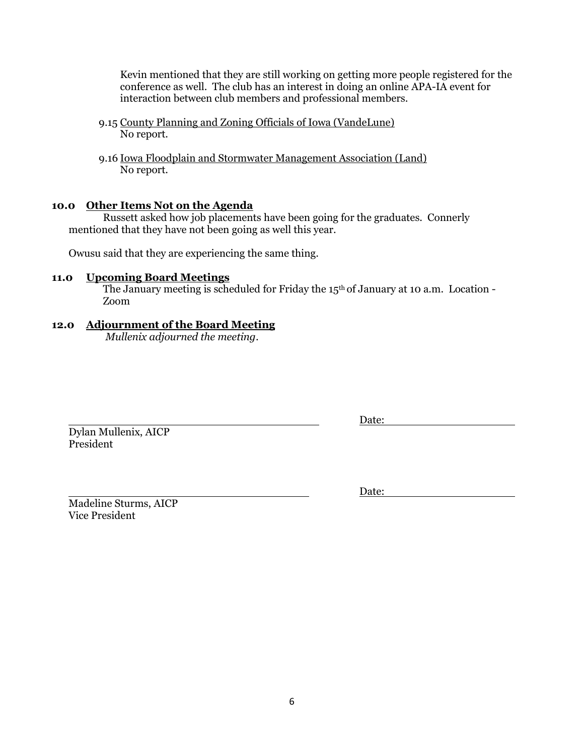Kevin mentioned that they are still working on getting more people registered for the conference as well. The club has an interest in doing an online APA-IA event for interaction between club members and professional members.

9.15 County Planning and Zoning Officials of Iowa (VandeLune)
No report.

9.16 Iowa Floodplain and Stormwater Management Association (Land)
No report.

## 10.0 Other Items Not on the Agenda

Russett asked how job placements have been going for the graduates. Connerly mentioned that they have not been going as well this year.

Owusu said that they are experiencing the same thing.

## 11.0 Upcoming Board Meetings

The January meeting is scheduled for Friday the 15th of January at 10 a.m. Location - Zoom

## 12.0 Adjournment of the Board Meeting

*Mullenix adjourned the meeting*.

\_\_\_\_\_\_\_\_\_\_\_\_\_\_\_\_\_\_\_\_\_\_\_\_\_\_\_\_\_\_\_\_\_\_\_\_ Date: \_\_\_\_\_\_\_\_\_\_\_\_\_\_\_\_\_\_\_\_

Dylan Mullenix, AICP
President

\_\_\_\_\_\_\_\_\_\_\_\_\_\_\_\_\_\_\_\_\_\_\_\_\_\_\_\_\_\_\_\_\_\_\_\_ Date: \_\_\_\_\_\_\_\_\_\_\_\_\_\_\_\_\_\_\_\_

Madeline Sturms, AICP
Vice President